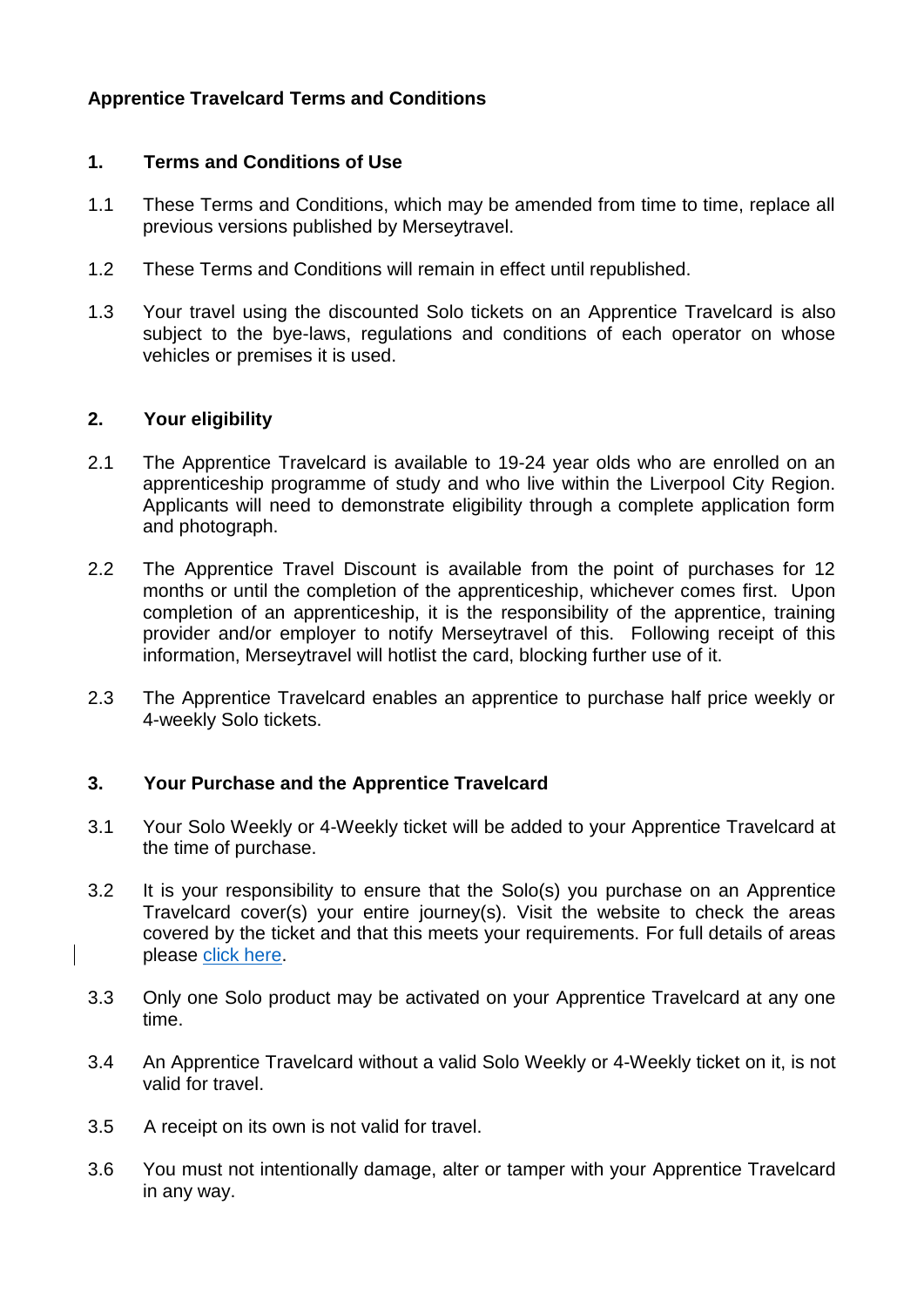# Apprentice Travelcard Terms and Conditions

## 1. Terms and Conditions of Use

1.1 These Terms and Conditions, which may be amended from time to time, replace all previous versions published by Merseytravel.

1.2 These Terms and Conditions will remain in effect until republished.

1.3 Your travel using the discounted Solo tickets on an Apprentice Travelcard is also subject to the bye-laws, regulations and conditions of each operator on whose vehicles or premises it is used.

## 2. Your eligibility

2.1 The Apprentice Travelcard is available to 19-24 year olds who are enrolled on an apprenticeship programme of study and who live within the Liverpool City Region. Applicants will need to demonstrate eligibility through a complete application form and photograph.

2.2 The Apprentice Travel Discount is available from the point of purchases for 12 months or until the completion of the apprenticeship, whichever comes first. Upon completion of an apprenticeship, it is the responsibility of the apprentice, training provider and/or employer to notify Merseytravel of this. Following receipt of this information, Merseytravel will hotlist the card, blocking further use of it.

2.3 The Apprentice Travelcard enables an apprentice to purchase half price weekly or 4-weekly Solo tickets.

## 3. Your Purchase and the Apprentice Travelcard

3.1 Your Solo Weekly or 4-Weekly ticket will be added to your Apprentice Travelcard at the time of purchase.

3.2 It is your responsibility to ensure that the Solo(s) you purchase on an Apprentice Travelcard cover(s) your entire journey(s). Visit the website to check the areas covered by the ticket and that this meets your requirements. For full details of areas please click here.

3.3 Only one Solo product may be activated on your Apprentice Travelcard at any one time.

3.4 An Apprentice Travelcard without a valid Solo Weekly or 4-Weekly ticket on it, is not valid for travel.

3.5 A receipt on its own is not valid for travel.

3.6 You must not intentionally damage, alter or tamper with your Apprentice Travelcard in any way.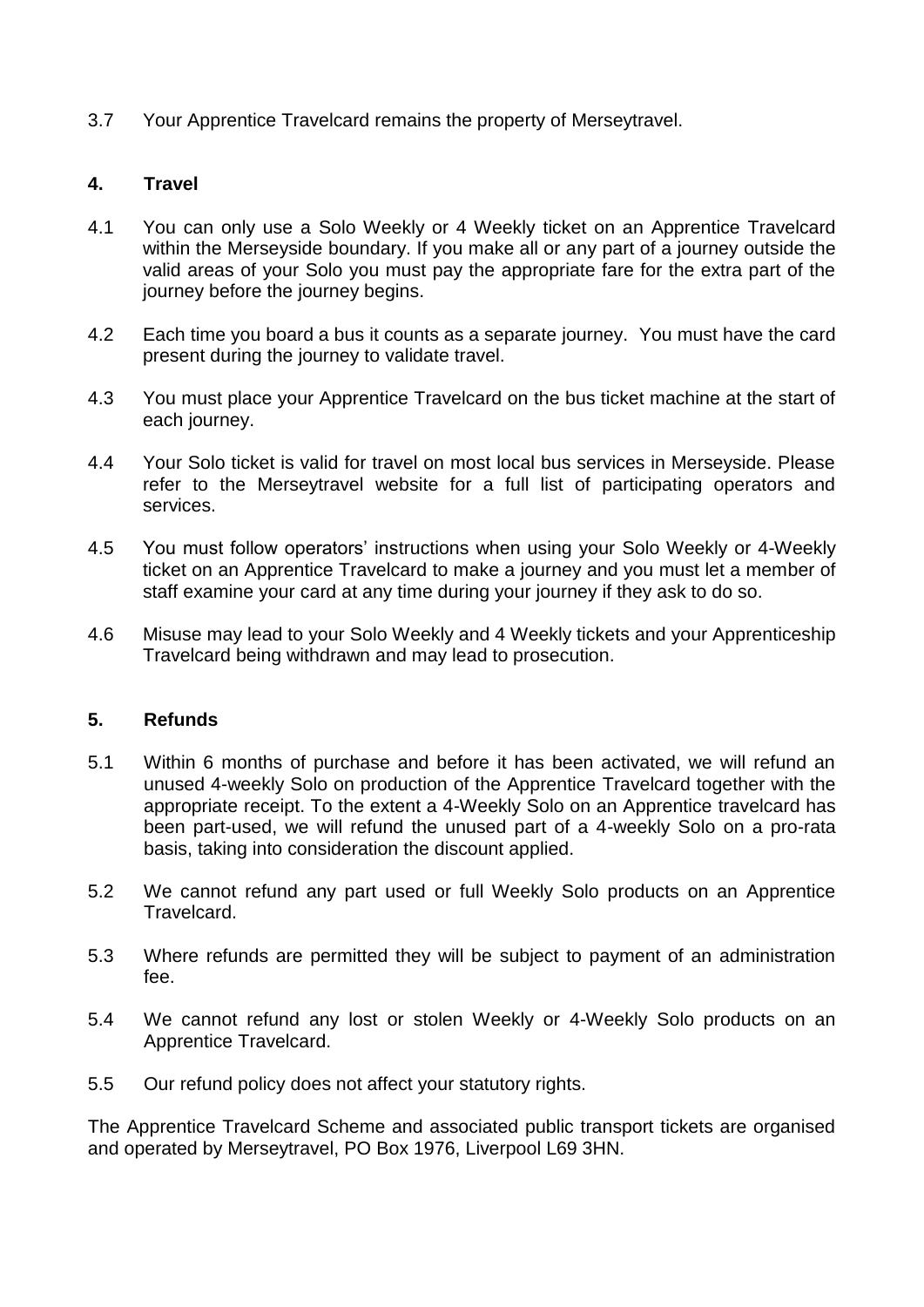3.7 Your Apprentice Travelcard remains the property of Merseytravel.

## 4. Travel

4.1 You can only use a Solo Weekly or 4 Weekly ticket on an Apprentice Travelcard within the Merseyside boundary. If you make all or any part of a journey outside the valid areas of your Solo you must pay the appropriate fare for the extra part of the journey before the journey begins.

4.2 Each time you board a bus it counts as a separate journey. You must have the card present during the journey to validate travel.

4.3 You must place your Apprentice Travelcard on the bus ticket machine at the start of each journey.

4.4 Your Solo ticket is valid for travel on most local bus services in Merseyside. Please refer to the Merseytravel website for a full list of participating operators and services.

4.5 You must follow operators' instructions when using your Solo Weekly or 4-Weekly ticket on an Apprentice Travelcard to make a journey and you must let a member of staff examine your card at any time during your journey if they ask to do so.

4.6 Misuse may lead to your Solo Weekly and 4 Weekly tickets and your Apprenticeship Travelcard being withdrawn and may lead to prosecution.

## 5. Refunds

5.1 Within 6 months of purchase and before it has been activated, we will refund an unused 4-weekly Solo on production of the Apprentice Travelcard together with the appropriate receipt. To the extent a 4-Weekly Solo on an Apprentice travelcard has been part-used, we will refund the unused part of a 4-weekly Solo on a pro-rata basis, taking into consideration the discount applied.

5.2 We cannot refund any part used or full Weekly Solo products on an Apprentice Travelcard.

5.3 Where refunds are permitted they will be subject to payment of an administration fee.

5.4 We cannot refund any lost or stolen Weekly or 4-Weekly Solo products on an Apprentice Travelcard.

5.5 Our refund policy does not affect your statutory rights.

The Apprentice Travelcard Scheme and associated public transport tickets are organised and operated by Merseytravel, PO Box 1976, Liverpool L69 3HN.